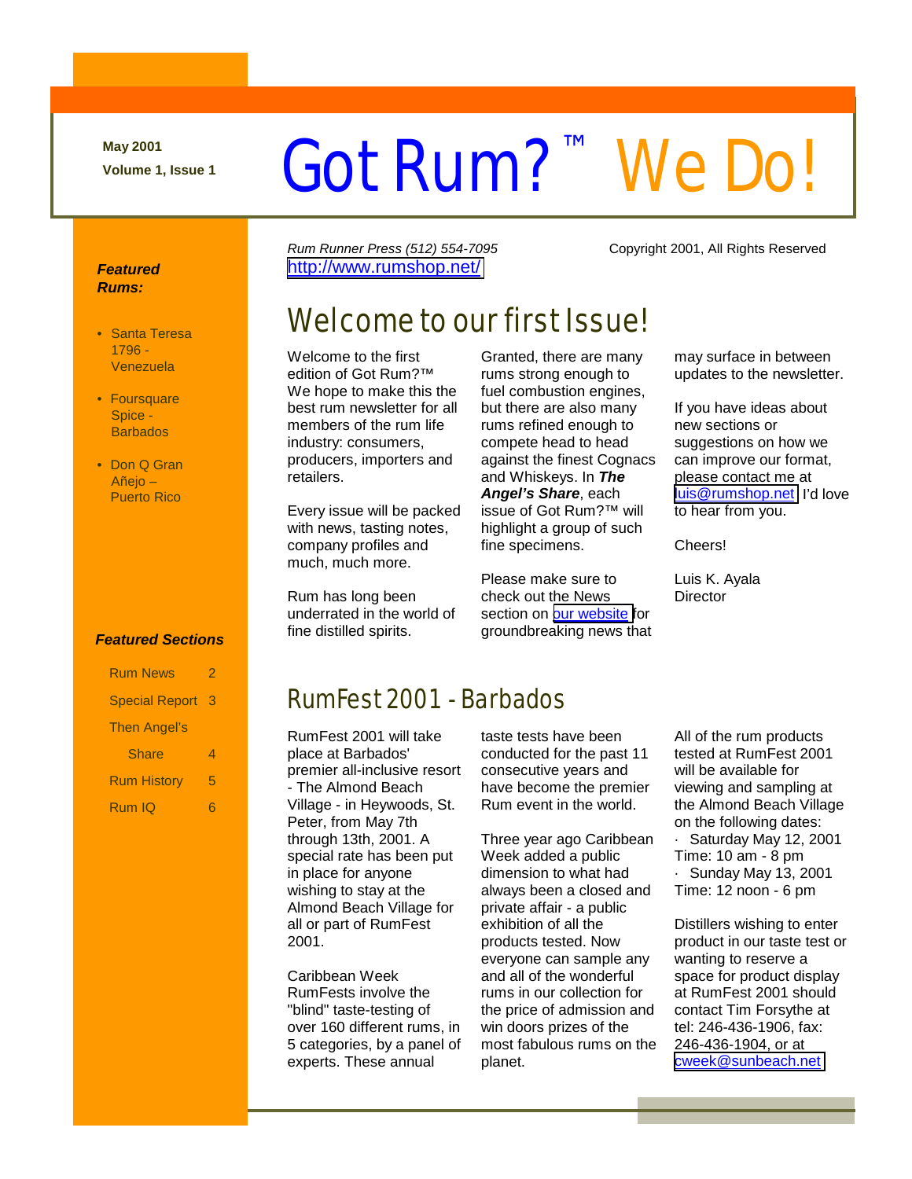May 2001

Volume 1, Issue 1

# Got Rum?™ We Do!

*Rum Runner Press (512) 554-7095*

http://www.rumshop.net/

Copyright 2001, All Rights Reserved

***Featured Rums:***

- Santa Teresa 1796 - Venezuela
- Foursquare Spice - Barbados
- Don Q Gran Añejo – Puerto Rico

***Featured Sections***

| | |
|---|---|
| Rum News | 2 |
| Special Report | 3 |
| Then Angel's Share | 4 |
| Rum History | 5 |
| Rum IQ | 6 |

## Welcome to our first Issue!

Welcome to the first edition of Got Rum?™ We hope to make this the best rum newsletter for all members of the rum life industry: consumers, producers, importers and retailers.

Every issue will be packed with news, tasting notes, company profiles and much, much more.

Rum has long been underrated in the world of fine distilled spirits. Granted, there are many rums strong enough to fuel combustion engines, but there are also many rums refined enough to compete head to head against the finest Cognacs and Whiskeys. In ***The Angel's Share***, each issue of Got Rum?™ will highlight a group of such fine specimens.

Please make sure to check out the News section on our website for groundbreaking news that may surface in between updates to the newsletter.

If you have ideas about new sections or suggestions on how we can improve our format, please contact me at luis@rumshop.net I'd love to hear from you.

Cheers!

Luis K. Ayala
Director

## RumFest 2001 - Barbados

RumFest 2001 will take place at Barbados' premier all-inclusive resort - The Almond Beach Village - in Heywoods, St. Peter, from May 7th through 13th, 2001. A special rate has been put in place for anyone wishing to stay at the Almond Beach Village for all or part of RumFest 2001.

Caribbean Week RumFests involve the "blind" taste-testing of over 160 different rums, in 5 categories, by a panel of experts. These annual taste tests have been conducted for the past 11 consecutive years and have become the premier Rum event in the world.

Three year ago Caribbean Week added a public dimension to what had always been a closed and private affair - a public exhibition of all the products tested. Now everyone can sample any and all of the wonderful rums in our collection for the price of admission and win doors prizes of the most fabulous rums on the planet.

All of the rum products tested at RumFest 2001 will be available for viewing and sampling at the Almond Beach Village on the following dates:

- Saturday May 12, 2001
Time: 10 am - 8 pm
- Sunday May 13, 2001
Time: 12 noon - 6 pm

Distillers wishing to enter product in our taste test or wanting to reserve a space for product display at RumFest 2001 should contact Tim Forsythe at tel: 246-436-1906, fax: 246-436-1904, or at cweek@sunbeach.net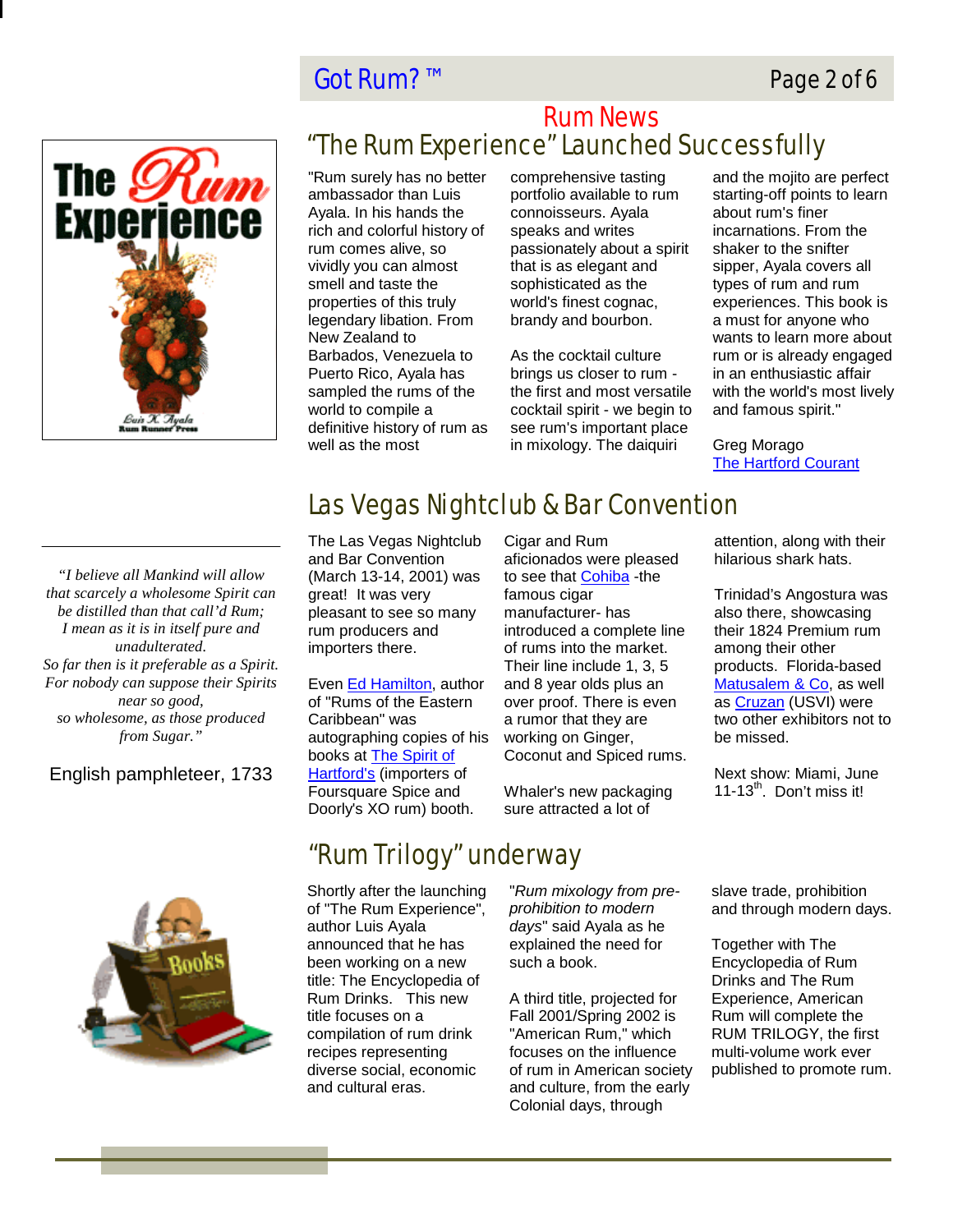# Rum News

## "The Rum Experience" Launched Successfully

"Rum surely has no better ambassador than Luis Ayala. In his hands the rich and colorful history of rum comes alive, so vividly you can almost smell and taste the properties of this truly legendary libation. From New Zealand to Barbados, Venezuela to Puerto Rico, Ayala has sampled the rums of the world to compile a definitive history of rum as well as the most comprehensive tasting portfolio available to rum connoisseurs. Ayala speaks and writes passionately about a spirit that is as elegant and sophisticated as the world's finest cognac, brandy and bourbon.

As the cocktail culture brings us closer to rum - the first and most versatile cocktail spirit - we begin to see rum's important place in mixology. The daiquiri and the mojito are perfect starting-off points to learn about rum's finer incarnations. From the shaker to the snifter sipper, Ayala covers all types of rum and rum experiences. This book is a must for anyone who wants to learn more about rum or is already engaged in an enthusiastic affair with the world's most lively and famous spirit."

Greg Morago
The Hartford Courant

*"I believe all Mankind will allow that scarcely a wholesome Spirit can be distilled than that call'd Rum; I mean as it is in itself pure and unadulterated. So far then is it preferable as a Spirit. For nobody can suppose their Spirits near so good, so wholesome, as those produced from Sugar."*

English pamphleteer, 1733

## Las Vegas Nightclub & Bar Convention

The Las Vegas Nightclub and Bar Convention (March 13-14, 2001) was great! It was very pleasant to see so many rum producers and importers there.

Even Ed Hamilton, author of "Rums of the Eastern Caribbean" was autographing copies of his books at The Spirit of Hartford's (importers of Foursquare Spice and Doorly's XO rum) booth.

Cigar and Rum aficionados were pleased to see that Cohiba -the famous cigar manufacturer- has introduced a complete line of rums into the market. Their line include 1, 3, 5 and 8 year olds plus an over proof. There is even a rumor that they are working on Ginger, Coconut and Spiced rums.

Whaler's new packaging sure attracted a lot of attention, along with their hilarious shark hats.

Trinidad's Angostura was also there, showcasing their 1824 Premium rum among their other products. Florida-based Matusalem & Co, as well as Cruzan (USVI) were two other exhibitors not to be missed.

Next show: Miami, June 11-13th. Don't miss it!

## "Rum Trilogy" underway

Shortly after the launching of "The Rum Experience", author Luis Ayala announced that he has been working on a new title: The Encyclopedia of Rum Drinks. This new title focuses on a compilation of rum drink recipes representing diverse social, economic and cultural eras.

"*Rum mixology from pre-prohibition to modern days*" said Ayala as he explained the need for such a book.

A third title, projected for Fall 2001/Spring 2002 is "American Rum," which focuses on the influence of rum in American society and culture, from the early Colonial days, through slave trade, prohibition and through modern days.

Together with The Encyclopedia of Rum Drinks and The Rum Experience, American Rum will complete the RUM TRILOGY, the first multi-volume work ever published to promote rum.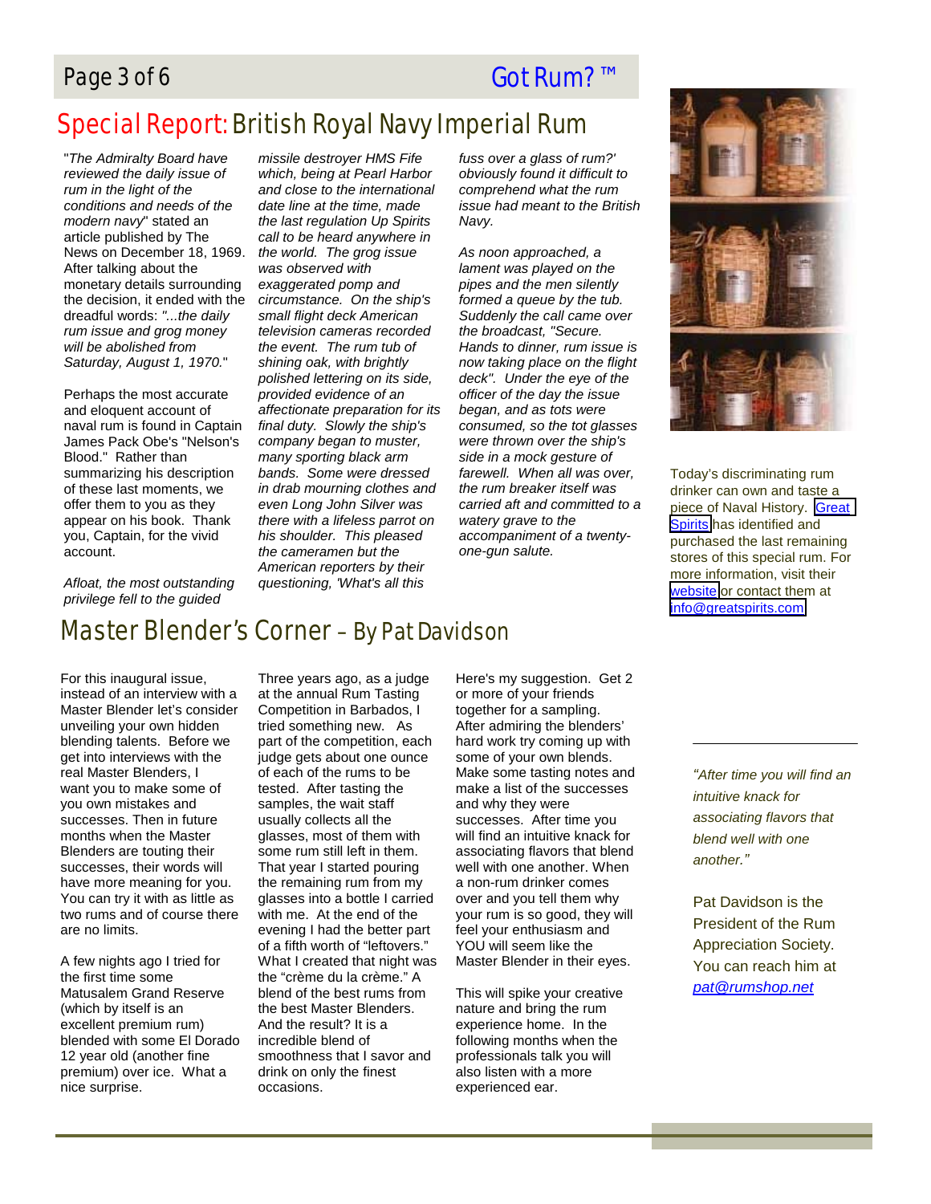# Special Report: British Royal Navy Imperial Rum

"*The Admiralty Board have reviewed the daily issue of rum in the light of the conditions and needs of the modern navy*" stated an article published by The News on December 18, 1969. After talking about the monetary details surrounding the decision, it ended with the dreadful words: *"...the daily rum issue and grog money will be abolished from Saturday, August 1, 1970."*

Perhaps the most accurate and eloquent account of naval rum is found in Captain James Pack Obe's "Nelson's Blood." Rather than summarizing his description of these last moments, we offer them to you as they appear on his book. Thank you, Captain, for the vivid account.

*Afloat, the most outstanding privilege fell to the guided missile destroyer HMS Fife which, being at Pearl Harbor and close to the international date line at the time, made the last regulation Up Spirits call to be heard anywhere in the world. The grog issue was observed with exaggerated pomp and circumstance. On the ship's small flight deck American television cameras recorded the event. The rum tub of shining oak, with brightly polished lettering on its side, provided evidence of an affectionate preparation for its final duty. Slowly the ship's company began to muster, many sporting black arm bands. Some were dressed in drab mourning clothes and even Long John Silver was there with a lifeless parrot on his shoulder. This pleased the cameramen but the American reporters by their questioning, 'What's all this fuss over a glass of rum?' obviously found it difficult to comprehend what the rum issue had meant to the British Navy.*

*As noon approached, a lament was played on the pipes and the men silently formed a queue by the tub. Suddenly the call came over the broadcast, "Secure. Hands to dinner, rum issue is now taking place on the flight deck". Under the eye of the officer of the day the issue began, and as tots were consumed, so the tot glasses were thrown over the ship's side in a mock gesture of farewell. When all was over, the rum breaker itself was carried aft and committed to a watery grave to the accompaniment of a twenty-one-gun salute.*

Today's discriminating rum drinker can own and taste a piece of Naval History. Great Spirits has identified and purchased the last remaining stores of this special rum. For more information, visit their website or contact them at info@greatspirits.com

# Master Blender's Corner – By Pat Davidson

For this inaugural issue, instead of an interview with a Master Blender let's consider unveiling your own hidden blending talents. Before we get into interviews with the real Master Blenders, I want you to make some of you own mistakes and successes. Then in future months when the Master Blenders are touting their successes, their words will have more meaning for you. You can try it with as little as two rums and of course there are no limits.

A few nights ago I tried for the first time some Matusalem Grand Reserve (which by itself is an excellent premium rum) blended with some El Dorado 12 year old (another fine premium) over ice. What a nice surprise.

Three years ago, as a judge at the annual Rum Tasting Competition in Barbados, I tried something new. As part of the competition, each judge gets about one ounce of each of the rums to be tested. After tasting the samples, the wait staff usually collects all the glasses, most of them with some rum still left in them. That year I started pouring the remaining rum from my glasses into a bottle I carried with me. At the end of the evening I had the better part of a fifth worth of "leftovers." What I created that night was the "crème du la crème." A blend of the best rums from the best Master Blenders. And the result? It is a incredible blend of smoothness that I savor and drink on only the finest occasions.

Here's my suggestion. Get 2 or more of your friends together for a sampling. After admiring the blenders' hard work try coming up with some of your own blends. Make some tasting notes and make a list of the successes and why they were successes. After time you will find an intuitive knack for associating flavors that blend well with one another. When a non-rum drinker comes over and you tell them why your rum is so good, they will feel your enthusiasm and YOU will seem like the Master Blender in their eyes.

This will spike your creative nature and bring the rum experience home. In the following months when the professionals talk you will also listen with a more experienced ear.

*"After time you will find an intuitive knack for associating flavors that blend well with one another."*

Pat Davidson is the President of the Rum Appreciation Society. You can reach him at *pat@rumshop.net*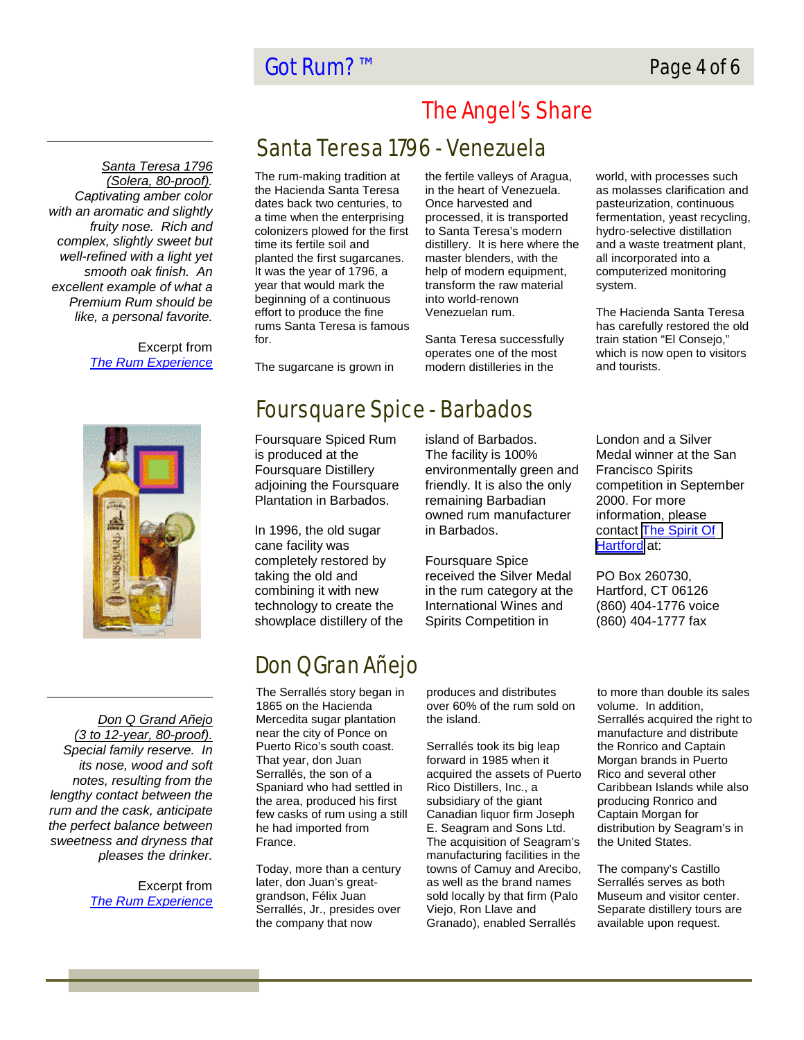# The Angel's Share

## Santa Teresa 1796 - Venezuela

The rum-making tradition at the Hacienda Santa Teresa dates back two centuries, to a time when the enterprising colonizers plowed for the first time its fertile soil and planted the first sugarcanes. It was the year of 1796, a year that would mark the beginning of a continuous effort to produce the fine rums Santa Teresa is famous for.

The sugarcane is grown in the fertile valleys of Aragua, in the heart of Venezuela. Once harvested and processed, it is transported to Santa Teresa's modern distillery. It is here where the master blenders, with the help of modern equipment, transform the raw material into world-renown Venezuelan rum.

Santa Teresa successfully operates one of the most modern distilleries in the world, with processes such as molasses clarification and pasteurization, continuous fermentation, yeast recycling, hydro-selective distillation and a waste treatment plant, all incorporated into a computerized monitoring system.

The Hacienda Santa Teresa has carefully restored the old train station "El Consejo," which is now open to visitors and tourists.

*Santa Teresa 1796 (Solera, 80-proof). Captivating amber color with an aromatic and slightly fruity nose. Rich and complex, slightly sweet but well-refined with a light yet smooth oak finish. An excellent example of what a Premium Rum should be like, a personal favorite.*

Excerpt from The Rum Experience

## Foursquare Spice - Barbados

Foursquare Spiced Rum is produced at the Foursquare Distillery adjoining the Foursquare Plantation in Barbados.

In 1996, the old sugar cane facility was completely restored by taking the old and combining it with new technology to create the showplace distillery of the island of Barbados. The facility is 100% environmentally green and friendly. It is also the only remaining Barbadian owned rum manufacturer in Barbados.

Foursquare Spice received the Silver Medal in the rum category at the International Wines and Spirits Competition in London and a Silver Medal winner at the San Francisco Spirits competition in September 2000. For more information, please contact The Spirit Of Hartford at:

PO Box 260730,
Hartford, CT 06126
(860) 404-1776 voice
(860) 404-1777 fax

## Don Q Gran Añejo

The Serrallés story began in 1865 on the Hacienda Mercedita sugar plantation near the city of Ponce on Puerto Rico's south coast. That year, don Juan Serrallés, the son of a Spaniard who had settled in the area, produced his first few casks of rum using a still he had imported from France.

Today, more than a century later, don Juan's great-grandson, Félix Juan Serrallés, Jr., presides over the company that now produces and distributes over 60% of the rum sold on the island.

Serrallés took its big leap forward in 1985 when it acquired the assets of Puerto Rico Distillers, Inc., a subsidiary of the giant Canadian liquor firm Joseph E. Seagram and Sons Ltd. The acquisition of Seagram's manufacturing facilities in the towns of Camuy and Arecibo, as well as the brand names sold locally by that firm (Palo Viejo, Ron Llave and Granado), enabled Serrallés to more than double its sales volume. In addition, Serrallés acquired the right to manufacture and distribute the Ronrico and Captain Morgan brands in Puerto Rico and several other Caribbean Islands while also producing Ronrico and Captain Morgan for distribution by Seagram's in the United States.

The company's Castillo Serrallés serves as both Museum and visitor center. Separate distillery tours are available upon request.

*Don Q Grand Añejo (3 to 12-year, 80-proof). Special family reserve. In its nose, wood and soft notes, resulting from the lengthy contact between the rum and the cask, anticipate the perfect balance between sweetness and dryness that pleases the drinker.*

Excerpt from The Rum Experience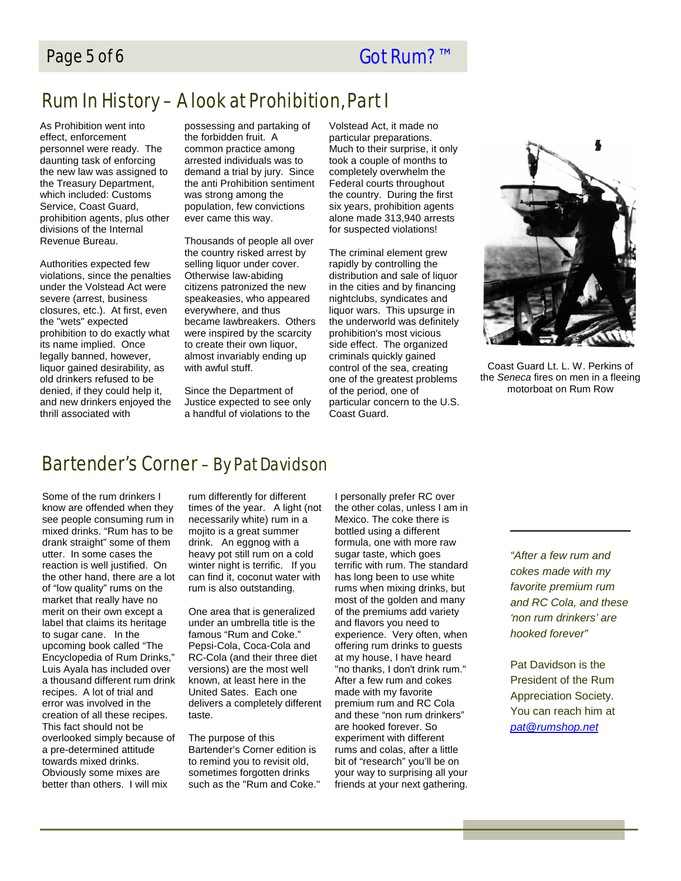## Rum In History – A look at Prohibition, Part I

As Prohibition went into effect, enforcement personnel were ready. The daunting task of enforcing the new law was assigned to the Treasury Department, which included: Customs Service, Coast Guard, prohibition agents, plus other divisions of the Internal Revenue Bureau.

Authorities expected few violations, since the penalties under the Volstead Act were severe (arrest, business closures, etc.). At first, even the "wets" expected prohibition to do exactly what its name implied. Once legally banned, however, liquor gained desirability, as old drinkers refused to be denied, if they could help it, and new drinkers enjoyed the thrill associated with possessing and partaking of the forbidden fruit. A common practice among arrested individuals was to demand a trial by jury. Since the anti Prohibition sentiment was strong among the population, few convictions ever came this way.

Thousands of people all over the country risked arrest by selling liquor under cover. Otherwise law-abiding citizens patronized the new speakeasies, who appeared everywhere, and thus became lawbreakers. Others were inspired by the scarcity to create their own liquor, almost invariably ending up with awful stuff.

Since the Department of Justice expected to see only a handful of violations to the Volstead Act, it made no particular preparations. Much to their surprise, it only took a couple of months to completely overwhelm the Federal courts throughout the country. During the first six years, prohibition agents alone made 313,940 arrests for suspected violations!

The criminal element grew rapidly by controlling the distribution and sale of liquor in the cities and by financing nightclubs, syndicates and liquor wars. This upsurge in the underworld was definitely prohibition's most vicious side effect. The organized criminals quickly gained control of the sea, creating one of the greatest problems of the period, one of particular concern to the U.S. Coast Guard.

Coast Guard Lt. L. W. Perkins of the *Seneca* fires on men in a fleeing motorboat on Rum Row

## Bartender's Corner – By Pat Davidson

Some of the rum drinkers I know are offended when they see people consuming rum in mixed drinks. "Rum has to be drank straight" some of them utter. In some cases the reaction is well justified. On the other hand, there are a lot of "low quality" rums on the market that really have no merit on their own except a label that claims its heritage to sugar cane. In the upcoming book called "The Encyclopedia of Rum Drinks," Luis Ayala has included over a thousand different rum drink recipes. A lot of trial and error was involved in the creation of all these recipes. This fact should not be overlooked simply because of a pre-determined attitude towards mixed drinks. Obviously some mixes are better than others. I will mix rum differently for different times of the year. A light (not necessarily white) rum in a mojito is a great summer drink. An eggnog with a heavy pot still rum on a cold winter night is terrific. If you can find it, coconut water with rum is also outstanding.

One area that is generalized under an umbrella title is the famous "Rum and Coke." Pepsi-Cola, Coca-Cola and RC-Cola (and their three diet versions) are the most well known, at least here in the United Sates. Each one delivers a completely different taste.

The purpose of this Bartender's Corner edition is to remind you to revisit old, sometimes forgotten drinks such as the "Rum and Coke." I personally prefer RC over the other colas, unless I am in Mexico. The coke there is bottled using a different formula, one with more raw sugar taste, which goes terrific with rum. The standard has long been to use white rums when mixing drinks, but most of the golden and many of the premiums add variety and flavors you need to experience. Very often, when offering rum drinks to guests at my house, I have heard "no thanks, I don't drink rum." After a few rum and cokes made with my favorite premium rum and RC Cola and these "non rum drinkers" are hooked forever. So experiment with different rums and colas, after a little bit of "research" you'll be on your way to surprising all your friends at your next gathering.

*"After a few rum and cokes made with my favorite premium rum and RC Cola, and these 'non rum drinkers' are hooked forever"*

Pat Davidson is the President of the Rum Appreciation Society. You can reach him at [pat@rumshop.net](mailto:pat@rumshop.net)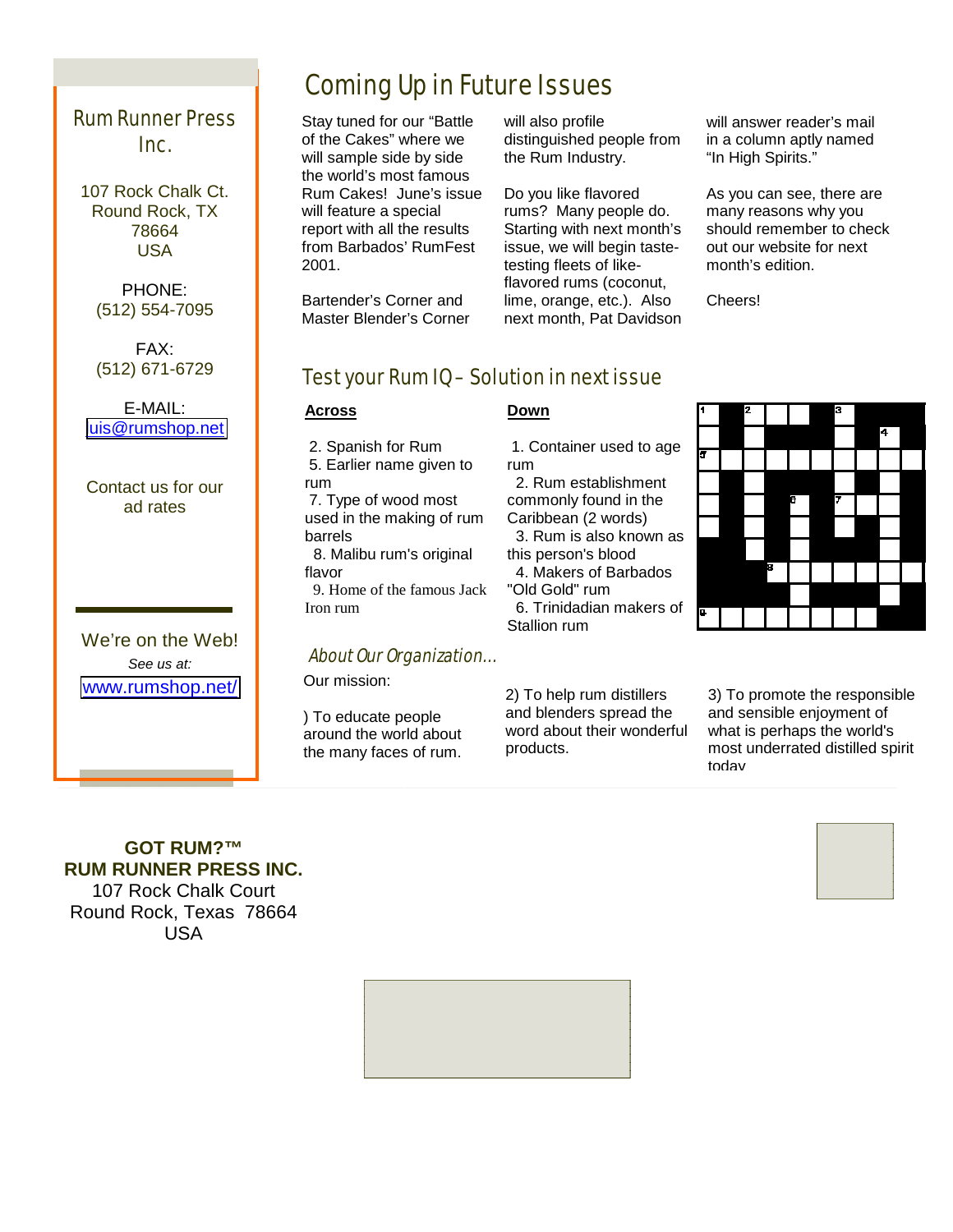## Rum Runner Press Inc.

107 Rock Chalk Ct.
Round Rock, TX
78664
USA

PHONE:
(512) 554-7095

FAX:
(512) 671-6729

E-MAIL:
uis@rumshop.net

Contact us for our ad rates

We're on the Web!

*See us at:*

www.rumshop.net/

# Coming Up in Future Issues

Stay tuned for our "Battle of the Cakes" where we will sample side by side the world's most famous Rum Cakes! June's issue will feature a special report with all the results from Barbados' RumFest 2001.

Bartender's Corner and Master Blender's Corner will also profile distinguished people from the Rum Industry.

Do you like flavored rums? Many people do. Starting with next month's issue, we will begin taste-testing fleets of like-flavored rums (coconut, lime, orange, etc.). Also next month, Pat Davidson will answer reader's mail in a column aptly named "In High Spirits."

As you can see, there are many reasons why you should remember to check out our website for next month's edition.

Cheers!

## Test your Rum IQ – Solution in next issue

**Across**

2. Spanish for Rum
5. Earlier name given to rum
7. Type of wood most used in the making of rum barrels
8. Malibu rum's original flavor
9. Home of the famous Jack Iron rum

**Down**

1. Container used to age rum
2. Rum establishment commonly found in the Caribbean (2 words)
3. Rum is also known as this person's blood
4. Makers of Barbados "Old Gold" rum
6. Trinidadian makers of Stallion rum

## *About Our Organization…*

Our mission:

) To educate people around the world about the many faces of rum.

2) To help rum distillers and blenders spread the word about their wonderful products.

3) To promote the responsible and sensible enjoyment of what is perhaps the world's most underrated distilled spirit today

**GOT RUM?™**
**RUM RUNNER PRESS INC.**
107 Rock Chalk Court
Round Rock, Texas 78664
USA